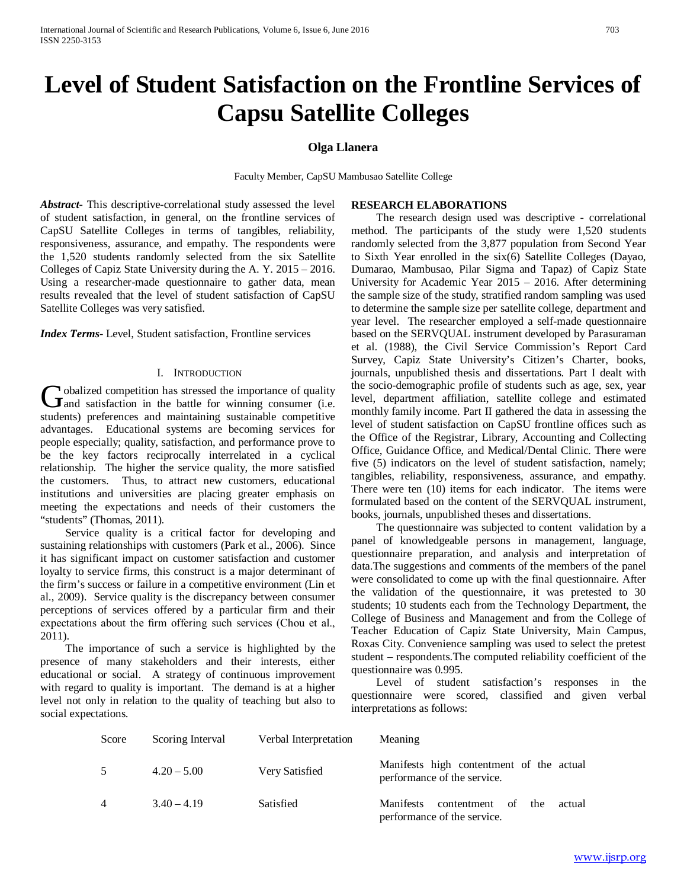# Level of Student Satisfaction on the Frontline Services of Capsu Satellite Colleges

**Olga Llanera**

Faculty Member, CapSU Mambusao Satellite College

***Abstract-*** This descriptive-correlational study assessed the level of student satisfaction, in general, on the frontline services of CapSU Satellite Colleges in terms of tangibles, reliability, responsiveness, assurance, and empathy. The respondents were the 1,520 students randomly selected from the six Satellite Colleges of Capiz State University during the A. Y. 2015 – 2016. Using a researcher-made questionnaire to gather data, mean results revealed that the level of student satisfaction of CapSU Satellite Colleges was very satisfied.

***Index Terms-*** Level, Student satisfaction, Frontline services

## I. Introduction

Gobalized competition has stressed the importance of quality and satisfaction in the battle for winning consumer (i.e. students) preferences and maintaining sustainable competitive advantages. Educational systems are becoming services for people especially; quality, satisfaction, and performance prove to be the key factors reciprocally interrelated in a cyclical relationship. The higher the service quality, the more satisfied the customers. Thus, to attract new customers, educational institutions and universities are placing greater emphasis on meeting the expectations and needs of their customers the "students" (Thomas, 2011).

Service quality is a critical factor for developing and sustaining relationships with customers (Park et al., 2006). Since it has significant impact on customer satisfaction and customer loyalty to service firms, this construct is a major determinant of the firm's success or failure in a competitive environment (Lin et al., 2009). Service quality is the discrepancy between consumer perceptions of services offered by a particular firm and their expectations about the firm offering such services (Chou et al., 2011).

The importance of such a service is highlighted by the presence of many stakeholders and their interests, either educational or social. A strategy of continuous improvement with regard to quality is important. The demand is at a higher level not only in relation to the quality of teaching but also to social expectations.

## RESEARCH ELABORATIONS

The research design used was descriptive - correlational method. The participants of the study were 1,520 students randomly selected from the 3,877 population from Second Year to Sixth Year enrolled in the six(6) Satellite Colleges (Dayao, Dumarao, Mambusao, Pilar Sigma and Tapaz) of Capiz State University for Academic Year 2015 – 2016. After determining the sample size of the study, stratified random sampling was used to determine the sample size per satellite college, department and year level. The researcher employed a self-made questionnaire based on the SERVQUAL instrument developed by Parasuraman et al. (1988), the Civil Service Commission's Report Card Survey, Capiz State University's Citizen's Charter, books, journals, unpublished thesis and dissertations. Part I dealt with the socio-demographic profile of students such as age, sex, year level, department affiliation, satellite college and estimated monthly family income. Part II gathered the data in assessing the level of student satisfaction on CapSU frontline offices such as the Office of the Registrar, Library, Accounting and Collecting Office, Guidance Office, and Medical/Dental Clinic. There were five (5) indicators on the level of student satisfaction, namely; tangibles, reliability, responsiveness, assurance, and empathy. There were ten (10) items for each indicator. The items were formulated based on the content of the SERVQUAL instrument, books, journals, unpublished theses and dissertations.

The questionnaire was subjected to content validation by a panel of knowledgeable persons in management, language, questionnaire preparation, and analysis and interpretation of data.The suggestions and comments of the members of the panel were consolidated to come up with the final questionnaire. After the validation of the questionnaire, it was pretested to 30 students; 10 students each from the Technology Department, the College of Business and Management and from the College of Teacher Education of Capiz State University, Main Campus, Roxas City. Convenience sampling was used to select the pretest student – respondents.The computed reliability coefficient of the questionnaire was 0.995.

Level of student satisfaction's responses in the questionnaire were scored, classified and given verbal interpretations as follows:

| Score | Scoring Interval | Verbal Interpretation | Meaning |
|---|---|---|---|
| 5 | 4.20 – 5.00 | Very Satisfied | Manifests high contentment of the actual performance of the service. |
| 4 | 3.40 – 4.19 | Satisfied | Manifests contentment of the actual performance of the service. |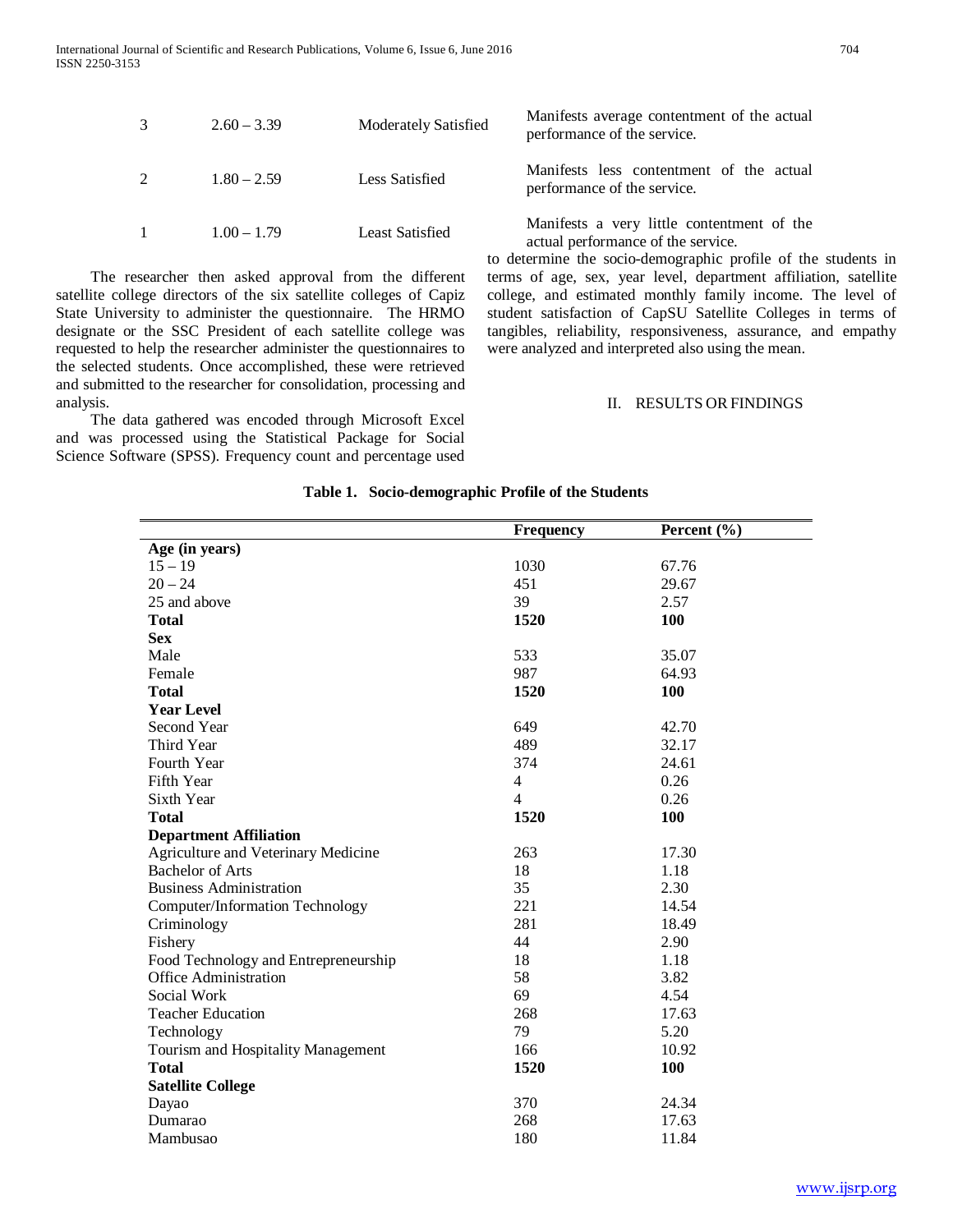| 3 | 2.60 – 3.39 | Moderately Satisfied | Manifests average contentment of the actual performance of the service. |
|---|---|---|---|
| 2 | 1.80 – 2.59 | Less Satisfied | Manifests less contentment of the actual performance of the service. |
| 1 | 1.00 – 1.79 | Least Satisfied | Manifests a very little contentment of the actual performance of the service. |

The researcher then asked approval from the different satellite college directors of the six satellite colleges of Capiz State University to administer the questionnaire. The HRMO designate or the SSC President of each satellite college was requested to help the researcher administer the questionnaires to the selected students. Once accomplished, these were retrieved and submitted to the researcher for consolidation, processing and analysis.

The data gathered was encoded through Microsoft Excel and was processed using the Statistical Package for Social Science Software (SPSS). Frequency count and percentage used to determine the socio-demographic profile of the students in terms of age, sex, year level, department affiliation, satellite college, and estimated monthly family income. The level of student satisfaction of CapSU Satellite Colleges in terms of tangibles, reliability, responsiveness, assurance, and empathy were analyzed and interpreted also using the mean.

## II. RESULTS OR FINDINGS

**Table 1. Socio-demographic Profile of the Students**

| | Frequency | Percent (%) |
|---|---|---|
| **Age (in years)** | | |
| 15 – 19 | 1030 | 67.76 |
| 20 – 24 | 451 | 29.67 |
| 25 and above | 39 | 2.57 |
| **Total** | **1520** | **100** |
| **Sex** | | |
| Male | 533 | 35.07 |
| Female | 987 | 64.93 |
| **Total** | **1520** | **100** |
| **Year Level** | | |
| Second Year | 649 | 42.70 |
| Third Year | 489 | 32.17 |
| Fourth Year | 374 | 24.61 |
| Fifth Year | 4 | 0.26 |
| Sixth Year | 4 | 0.26 |
| **Total** | **1520** | **100** |
| **Department Affiliation** | | |
| Agriculture and Veterinary Medicine | 263 | 17.30 |
| Bachelor of Arts | 18 | 1.18 |
| Business Administration | 35 | 2.30 |
| Computer/Information Technology | 221 | 14.54 |
| Criminology | 281 | 18.49 |
| Fishery | 44 | 2.90 |
| Food Technology and Entrepreneurship | 18 | 1.18 |
| Office Administration | 58 | 3.82 |
| Social Work | 69 | 4.54 |
| Teacher Education | 268 | 17.63 |
| Technology | 79 | 5.20 |
| Tourism and Hospitality Management | 166 | 10.92 |
| **Total** | **1520** | **100** |
| **Satellite College** | | |
| Dayao | 370 | 24.34 |
| Dumarao | 268 | 17.63 |
| Mambusao | 180 | 11.84 |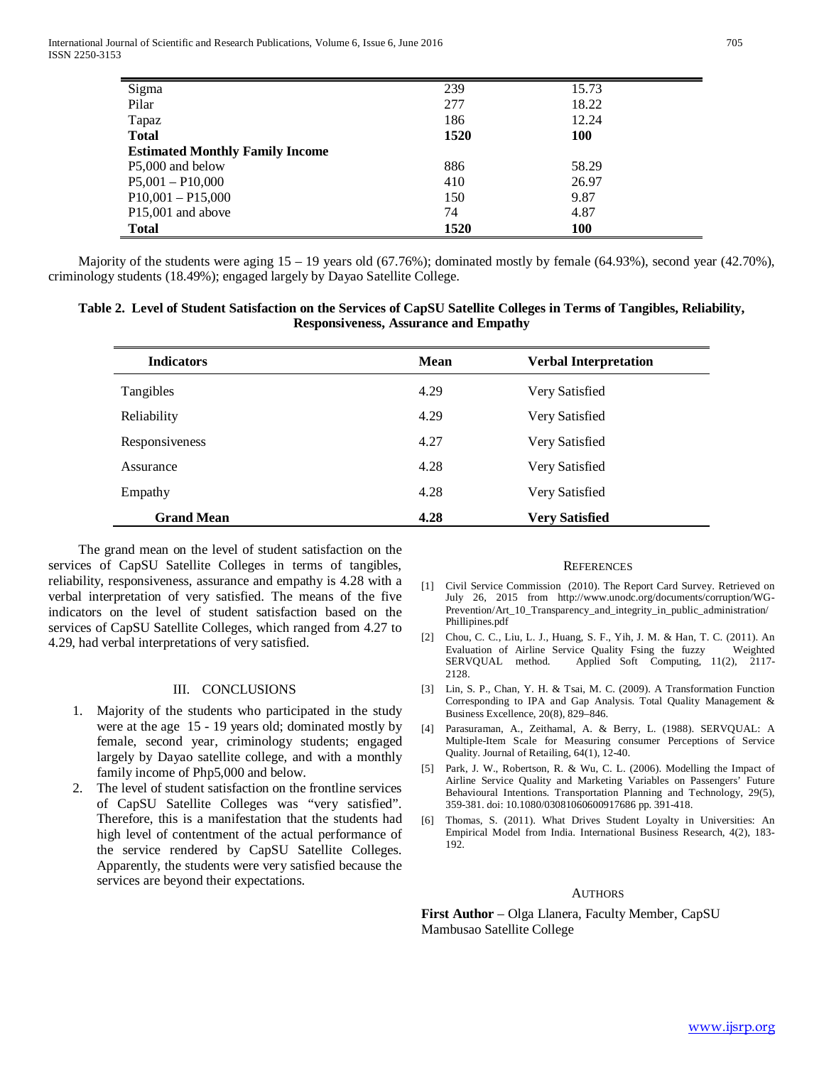| | | |
|---|---|---|
| Sigma | 239 | 15.73 |
| Pilar | 277 | 18.22 |
| Tapaz | 186 | 12.24 |
| **Total** | **1520** | **100** |
| **Estimated Monthly Family Income** | | |
| P5,000 and below | 886 | 58.29 |
| P5,001 – P10,000 | 410 | 26.97 |
| P10,001 – P15,000 | 150 | 9.87 |
| P15,001 and above | 74 | 4.87 |
| **Total** | **1520** | **100** |

Majority of the students were aging 15 – 19 years old (67.76%); dominated mostly by female (64.93%), second year (42.70%), criminology students (18.49%); engaged largely by Dayao Satellite College.

**Table 2. Level of Student Satisfaction on the Services of CapSU Satellite Colleges in Terms of Tangibles, Reliability, Responsiveness, Assurance and Empathy**

| Indicators | Mean | Verbal Interpretation |
|---|---|---|
| Tangibles | 4.29 | Very Satisfied |
| Reliability | 4.29 | Very Satisfied |
| Responsiveness | 4.27 | Very Satisfied |
| Assurance | 4.28 | Very Satisfied |
| Empathy | 4.28 | Very Satisfied |
| **Grand Mean** | **4.28** | **Very Satisfied** |

The grand mean on the level of student satisfaction on the services of CapSU Satellite Colleges in terms of tangibles, reliability, responsiveness, assurance and empathy is 4.28 with a verbal interpretation of very satisfied. The means of the five indicators on the level of student satisfaction based on the services of CapSU Satellite Colleges, which ranged from 4.27 to 4.29, had verbal interpretations of very satisfied.

## III. Conclusions

1. Majority of the students who participated in the study were at the age 15 - 19 years old; dominated mostly by female, second year, criminology students; engaged largely by Dayao satellite college, and with a monthly family income of Php5,000 and below.
2. The level of student satisfaction on the frontline services of CapSU Satellite Colleges was "very satisfied". Therefore, this is a manifestation that the students had high level of contentment of the actual performance of the service rendered by CapSU Satellite Colleges. Apparently, the students were very satisfied because the services are beyond their expectations.

## References

[1] Civil Service Commission (2010). The Report Card Survey. Retrieved on July 26, 2015 from http://www.unodc.org/documents/corruption/WG-Prevention/Art_10_Transparency_and_integrity_in_public_administration/Phillipines.pdf

[2] Chou, C. C., Liu, L. J., Huang, S. F., Yih, J. M. & Han, T. C. (2011). An Evaluation of Airline Service Quality Fsing the fuzzy Weighted SERVQUAL method. Applied Soft Computing, 11(2), 2117-2128.

[3] Lin, S. P., Chan, Y. H. & Tsai, M. C. (2009). A Transformation Function Corresponding to IPA and Gap Analysis. Total Quality Management & Business Excellence, 20(8), 829–846.

[4] Parasuraman, A., Zeithamal, A. & Berry, L. (1988). SERVQUAL: A Multiple-Item Scale for Measuring consumer Perceptions of Service Quality. Journal of Retailing, 64(1), 12-40.

[5] Park, J. W., Robertson, R. & Wu, C. L. (2006). Modelling the Impact of Airline Service Quality and Marketing Variables on Passengers' Future Behavioural Intentions. Transportation Planning and Technology, 29(5), 359-381. doi: 10.1080/03081060600917686 pp. 391-418.

[6] Thomas, S. (2011). What Drives Student Loyalty in Universities: An Empirical Model from India. International Business Research, 4(2), 183-192.

## Authors

**First Author** – Olga Llanera, Faculty Member, CapSU Mambusao Satellite College